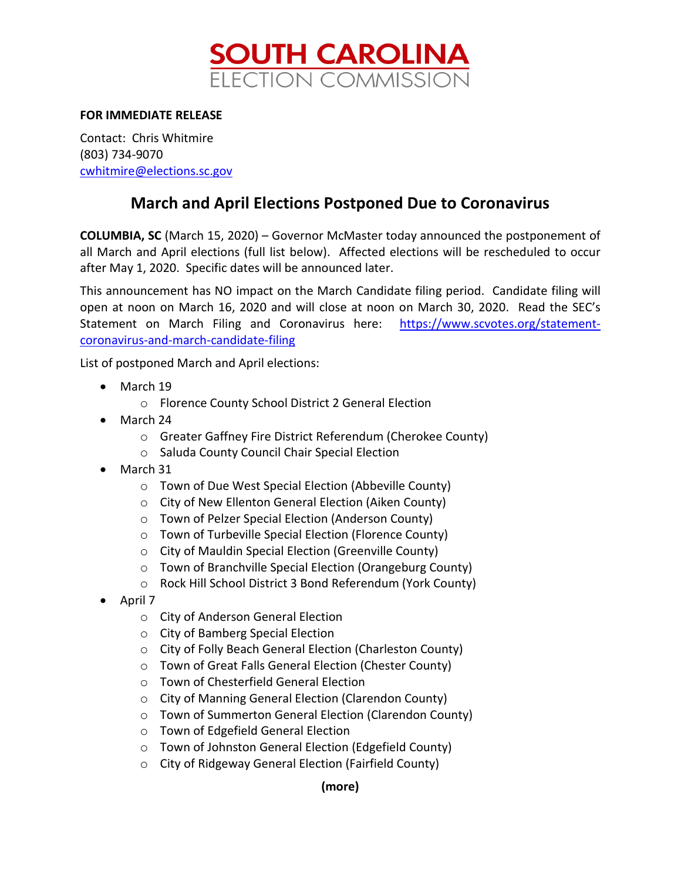# SOUTH CAROLINA
ELECTION COMMISSION

**FOR IMMEDIATE RELEASE**

Contact: Chris Whitmire
(803) 734-9070
cwhitmire@elections.sc.gov

## March and April Elections Postponed Due to Coronavirus

**COLUMBIA, SC** (March 15, 2020) – Governor McMaster today announced the postponement of all March and April elections (full list below). Affected elections will be rescheduled to occur after May 1, 2020. Specific dates will be announced later.

This announcement has NO impact on the March Candidate filing period. Candidate filing will open at noon on March 16, 2020 and will close at noon on March 30, 2020. Read the SEC's Statement on March Filing and Coronavirus here: https://www.scvotes.org/statement-coronavirus-and-march-candidate-filing

List of postponed March and April elections:

- March 19
  - Florence County School District 2 General Election
- March 24
  - Greater Gaffney Fire District Referendum (Cherokee County)
  - Saluda County Council Chair Special Election
- March 31
  - Town of Due West Special Election (Abbeville County)
  - City of New Ellenton General Election (Aiken County)
  - Town of Pelzer Special Election (Anderson County)
  - Town of Turbeville Special Election (Florence County)
  - City of Mauldin Special Election (Greenville County)
  - Town of Branchville Special Election (Orangeburg County)
  - Rock Hill School District 3 Bond Referendum (York County)
- April 7
  - City of Anderson General Election
  - City of Bamberg Special Election
  - City of Folly Beach General Election (Charleston County)
  - Town of Great Falls General Election (Chester County)
  - Town of Chesterfield General Election
  - City of Manning General Election (Clarendon County)
  - Town of Summerton General Election (Clarendon County)
  - Town of Edgefield General Election
  - Town of Johnston General Election (Edgefield County)
  - City of Ridgeway General Election (Fairfield County)

**(more)**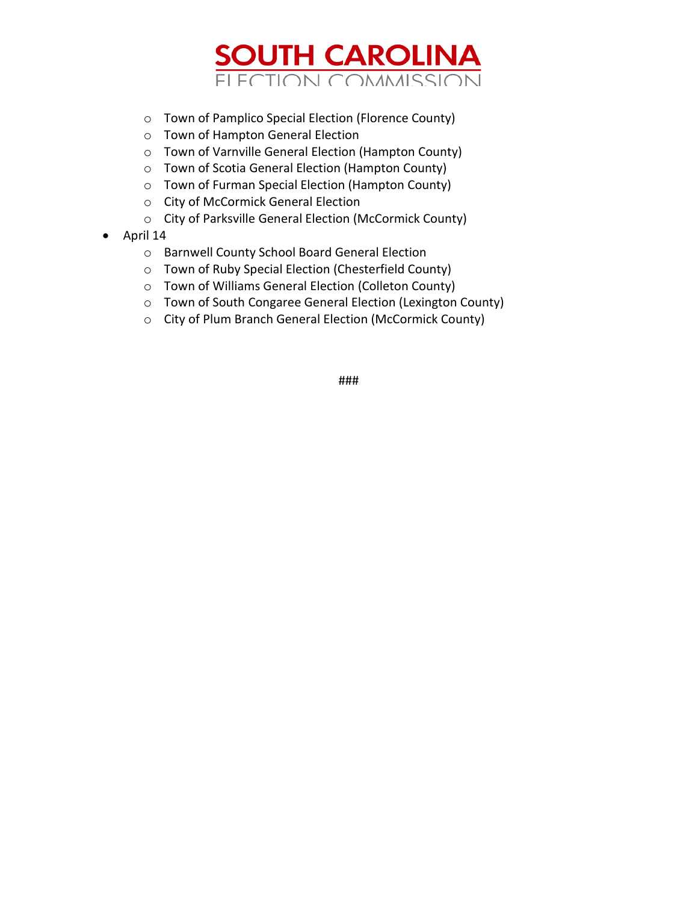- Town of Pamplico Special Election (Florence County)
  - Town of Hampton General Election
  - Town of Varnville General Election (Hampton County)
  - Town of Scotia General Election (Hampton County)
  - Town of Furman Special Election (Hampton County)
  - City of McCormick General Election
  - City of Parksville General Election (McCormick County)
- April 14
  - Barnwell County School Board General Election
  - Town of Ruby Special Election (Chesterfield County)
  - Town of Williams General Election (Colleton County)
  - Town of South Congaree General Election (Lexington County)
  - City of Plum Branch General Election (McCormick County)

###